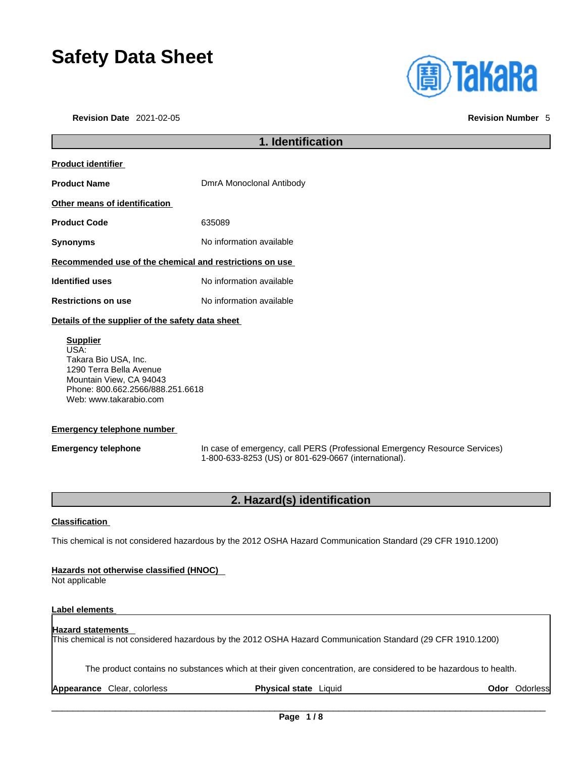# Safety Data Sheet

**Revision Date** 2021-02-05 **Revision Number** 5

## 1. Identification

**Product identifier**

**Product Name** DmrA Monoclonal Antibody

**Other means of identification**

**Product Code** 635089

**Synonyms** No information available

**Recommended use of the chemical and restrictions on use**

**Identified uses** No information available

**Restrictions on use** No information available

**Details of the supplier of the safety data sheet**

**Supplier**
USA:
Takara Bio USA, Inc.
1290 Terra Bella Avenue
Mountain View, CA 94043
Phone: 800.662.2566/888.251.6618
Web: www.takarabio.com

**Emergency telephone number**

**Emergency telephone** In case of emergency, call PERS (Professional Emergency Resource Services) 1-800-633-8253 (US) or 801-629-0667 (international).

## 2. Hazard(s) identification

**Classification**

This chemical is not considered hazardous by the 2012 OSHA Hazard Communication Standard (29 CFR 1910.1200)

**Hazards not otherwise classified (HNOC)**
Not applicable

**Label elements**

**Hazard statements**
This chemical is not considered hazardous by the 2012 OSHA Hazard Communication Standard (29 CFR 1910.1200)

The product contains no substances which at their given concentration, are considered to be hazardous to health.

**Appearance** Clear, colorless **Physical state** Liquid **Odor** Odorless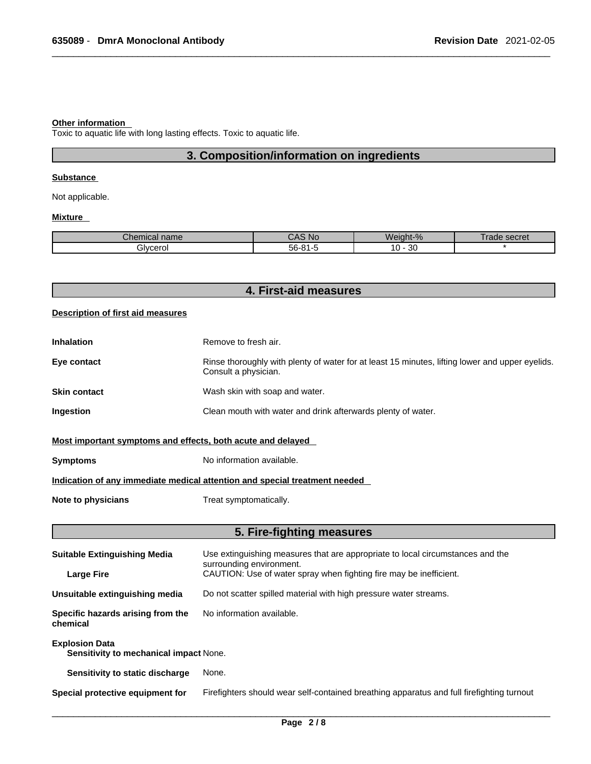**Other information**

Toxic to aquatic life with long lasting effects. Toxic to aquatic life.

## 3. Composition/information on ingredients

**Substance**

Not applicable.

**Mixture**

| Chemical name | CAS No | Weight-% | Trade secret |
| --- | --- | --- | --- |
| Glycerol | 56-81-5 | 10 - 30 | * |

## 4. First-aid measures

**Description of first aid measures**

**Inhalation** Remove to fresh air.

**Eye contact** Rinse thoroughly with plenty of water for at least 15 minutes, lifting lower and upper eyelids. Consult a physician.

**Skin contact** Wash skin with soap and water.

**Ingestion** Clean mouth with water and drink afterwards plenty of water.

**Most important symptoms and effects, both acute and delayed**

**Symptoms** No information available.

**Indication of any immediate medical attention and special treatment needed**

**Note to physicians** Treat symptomatically.

## 5. Fire-fighting measures

**Suitable Extinguishing Media** Use extinguishing measures that are appropriate to local circumstances and the surrounding environment.

**Large Fire** CAUTION: Use of water spray when fighting fire may be inefficient.

**Unsuitable extinguishing media** Do not scatter spilled material with high pressure water streams.

**Specific hazards arising from the chemical** No information available.

**Explosion Data**

**Sensitivity to mechanical impact** None.

**Sensitivity to static discharge** None.

**Special protective equipment for** Firefighters should wear self-contained breathing apparatus and full firefighting turnout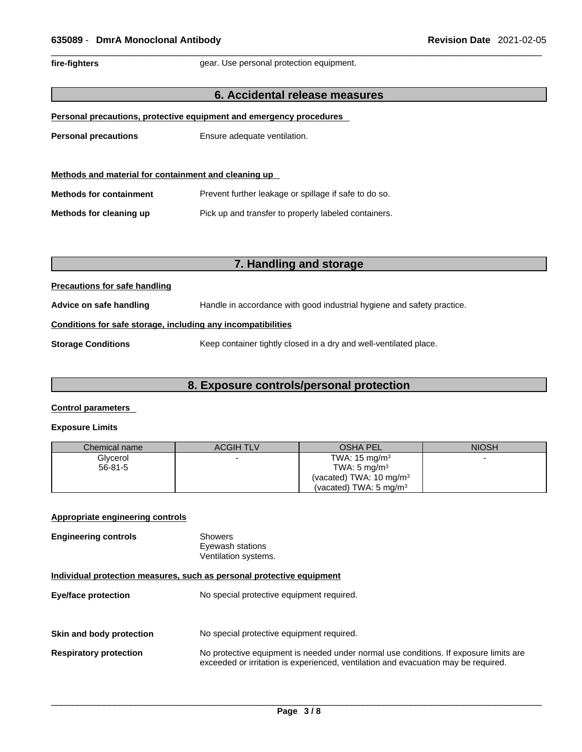**fire-fighters** gear. Use personal protection equipment.

## 6. Accidental release measures

**Personal precautions, protective equipment and emergency procedures**

**Personal precautions** Ensure adequate ventilation.

**Methods and material for containment and cleaning up**

**Methods for containment** Prevent further leakage or spillage if safe to do so.

**Methods for cleaning up** Pick up and transfer to properly labeled containers.

## 7. Handling and storage

**Precautions for safe handling**

**Advice on safe handling** Handle in accordance with good industrial hygiene and safety practice.

**Conditions for safe storage, including any incompatibilities**

**Storage Conditions** Keep container tightly closed in a dry and well-ventilated place.

## 8. Exposure controls/personal protection

**Control parameters**

**Exposure Limits**

| Chemical name | ACGIH TLV | OSHA PEL | NIOSH |
|---|---|---|---|
| Glycerol<br>56-81-5 | - | TWA: 15 mg/m$^3$<br>TWA: 5 mg/m$^3$<br>(vacated) TWA: 10 mg/m$^3$<br>(vacated) TWA: 5 mg/m$^3$ | - |

**Appropriate engineering controls**

**Engineering controls** Showers
Eyewash stations
Ventilation systems.

**Individual protection measures, such as personal protective equipment**

**Eye/face protection** No special protective equipment required.

**Skin and body protection** No special protective equipment required.

**Respiratory protection** No protective equipment is needed under normal use conditions. If exposure limits are exceeded or irritation is experienced, ventilation and evacuation may be required.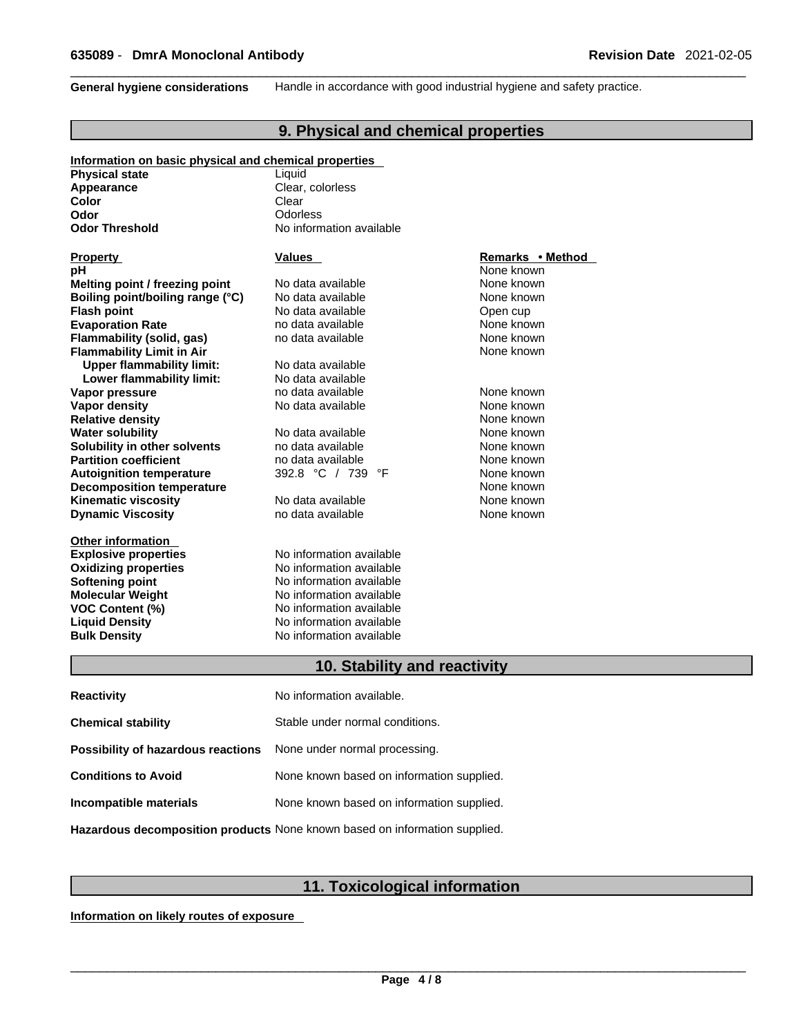**General hygiene considerations** Handle in accordance with good industrial hygiene and safety practice.

## 9. Physical and chemical properties

**Information on basic physical and chemical properties**

| | |
|---|---|
| **Physical state** | Liquid |
| **Appearance** | Clear, colorless |
| **Color** | Clear |
| **Odor** | Odorless |
| **Odor Threshold** | No information available |

| Property | Values | Remarks • Method |
|---|---|---|
| **pH** | | None known |
| **Melting point / freezing point** | No data available | None known |
| **Boiling point/boiling range (°C)** | No data available | None known |
| **Flash point** | No data available | Open cup |
| **Evaporation Rate** | no data available | None known |
| **Flammability (solid, gas)** | no data available | None known |
| **Flammability Limit in Air** | | None known |
| **Upper flammability limit:** | No data available | |
| **Lower flammability limit:** | No data available | |
| **Vapor pressure** | no data available | None known |
| **Vapor density** | No data available | None known |
| **Relative density** | | None known |
| **Water solubility** | No data available | None known |
| **Solubility in other solvents** | no data available | None known |
| **Partition coefficient** | no data available | None known |
| **Autoignition temperature** | 392.8 °C / 739 °F | None known |
| **Decomposition temperature** | | None known |
| **Kinematic viscosity** | No data available | None known |
| **Dynamic Viscosity** | no data available | None known |

**Other information**

| | |
|---|---|
| **Explosive properties** | No information available |
| **Oxidizing properties** | No information available |
| **Softening point** | No information available |
| **Molecular Weight** | No information available |
| **VOC Content (%)** | No information available |
| **Liquid Density** | No information available |
| **Bulk Density** | No information available |

## 10. Stability and reactivity

| | |
|---|---|
| **Reactivity** | No information available. |
| **Chemical stability** | Stable under normal conditions. |
| **Possibility of hazardous reactions** | None under normal processing. |
| **Conditions to Avoid** | None known based on information supplied. |
| **Incompatible materials** | None known based on information supplied. |
| **Hazardous decomposition products** | None known based on information supplied. |

## 11. Toxicological information

**Information on likely routes of exposure**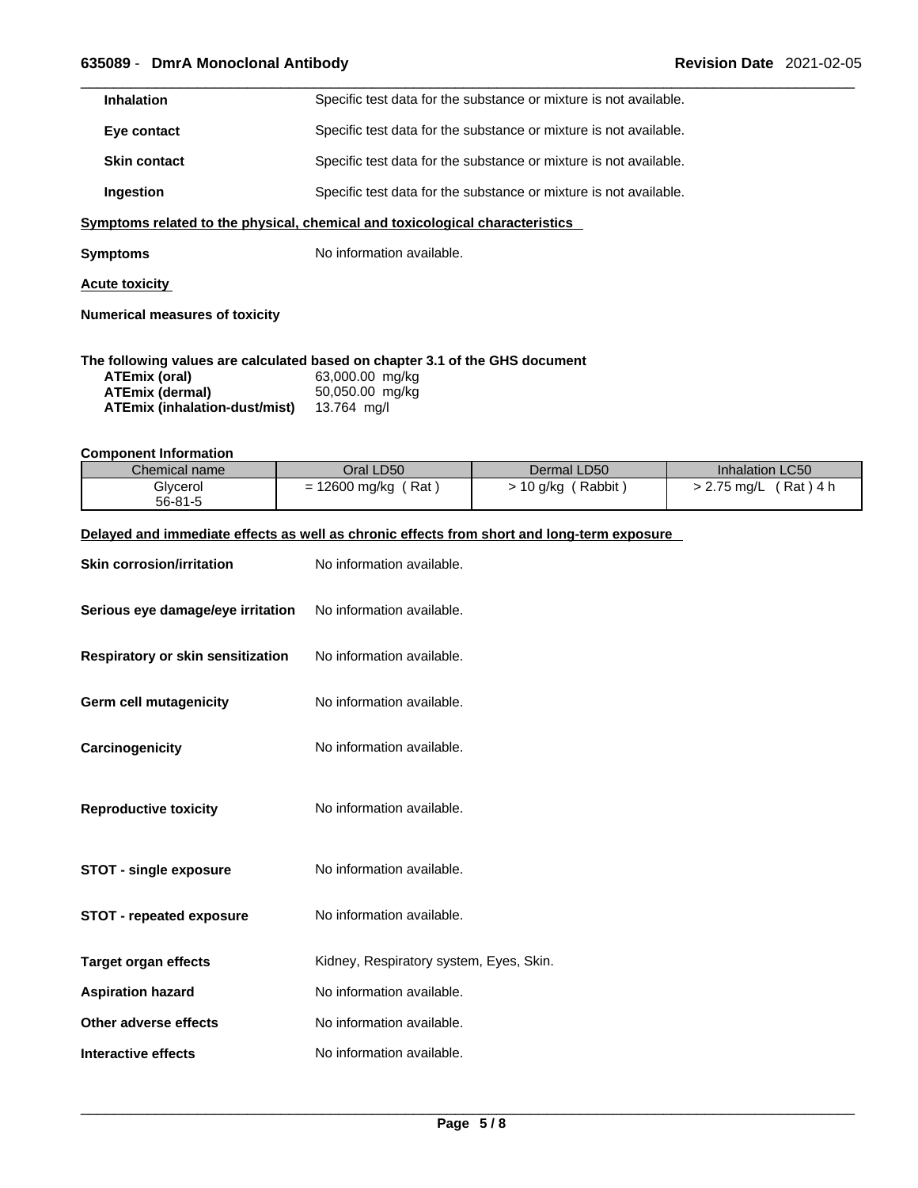**Inhalation** Specific test data for the substance or mixture is not available.

**Eye contact** Specific test data for the substance or mixture is not available.

**Skin contact** Specific test data for the substance or mixture is not available.

**Ingestion** Specific test data for the substance or mixture is not available.

**Symptoms related to the physical, chemical and toxicological characteristics**

**Symptoms** No information available.

**Acute toxicity**

**Numerical measures of toxicity**

**The following values are calculated based on chapter 3.1 of the GHS document**

**ATEmix (oral)** 63,000.00 mg/kg
**ATEmix (dermal)** 50,050.00 mg/kg
**ATEmix (inhalation-dust/mist)** 13.764 mg/l

**Component Information**

| Chemical name | Oral LD50 | Dermal LD50 | Inhalation LC50 |
|---|---|---|---|
| Glycerol 56-81-5 | = 12600 mg/kg ( Rat ) | > 10 g/kg ( Rabbit ) | > 2.75 mg/L ( Rat ) 4 h |

**Delayed and immediate effects as well as chronic effects from short and long-term exposure**

**Skin corrosion/irritation** No information available.

**Serious eye damage/eye irritation** No information available.

**Respiratory or skin sensitization** No information available.

**Germ cell mutagenicity** No information available.

**Carcinogenicity** No information available.

**Reproductive toxicity** No information available.

**STOT - single exposure** No information available.

**STOT - repeated exposure** No information available.

**Target organ effects** Kidney, Respiratory system, Eyes, Skin.

**Aspiration hazard** No information available.

**Other adverse effects** No information available.

**Interactive effects** No information available.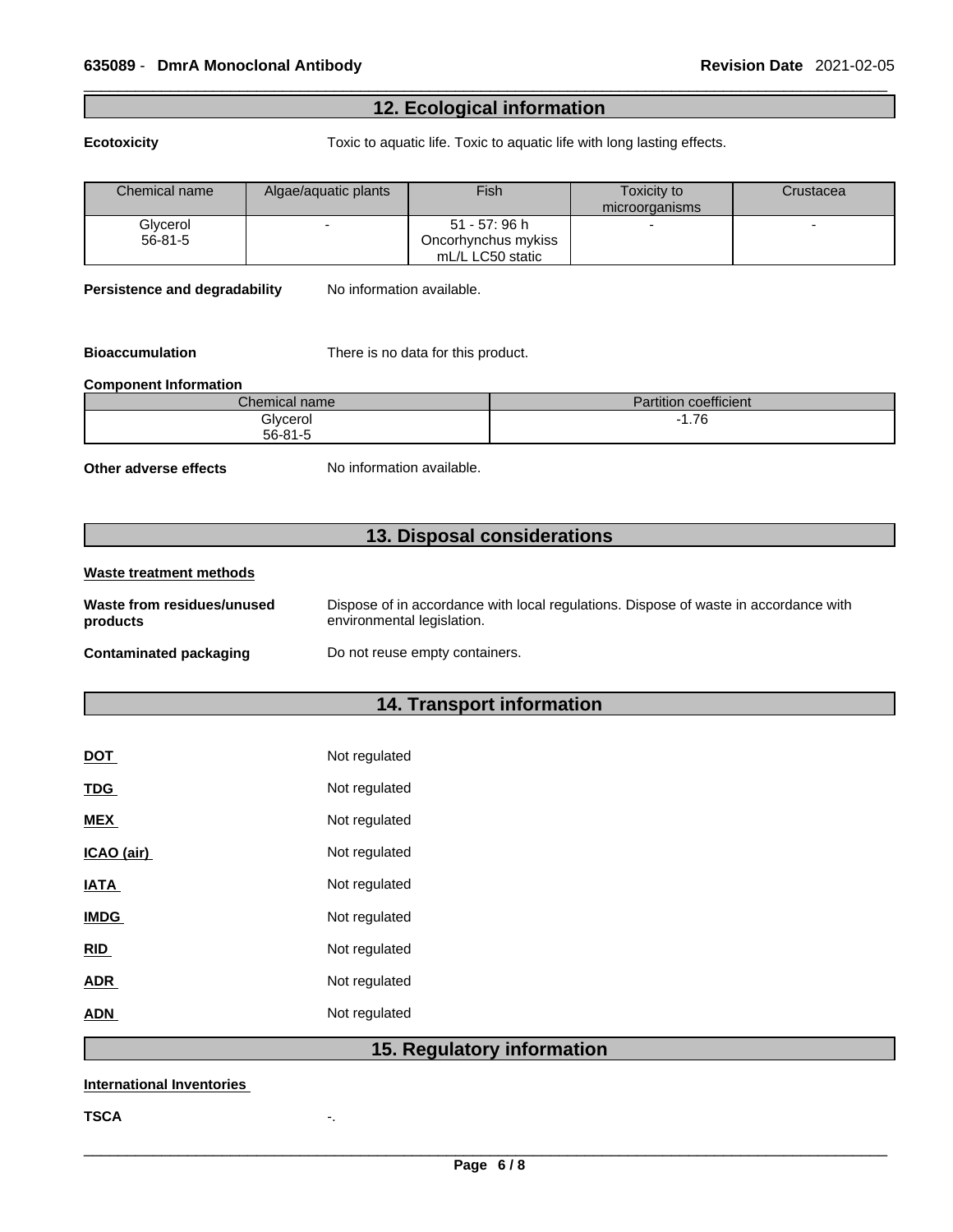## 12. Ecological information

**Ecotoxicity** Toxic to aquatic life. Toxic to aquatic life with long lasting effects.

| Chemical name | Algae/aquatic plants | Fish | Toxicity to microorganisms | Crustacea |
|---|---|---|---|---|
| Glycerol 56-81-5 | - | 51 - 57: 96 h Oncorhynchus mykiss mL/L LC50 static | - | - |

**Persistence and degradability** No information available.

**Bioaccumulation** There is no data for this product.

**Component Information**

| Chemical name | Partition coefficient |
|---|---|
| Glycerol 56-81-5 | -1.76 |

**Other adverse effects** No information available.

## 13. Disposal considerations

**Waste treatment methods**

**Waste from residues/unused products** Dispose of in accordance with local regulations. Dispose of waste in accordance with environmental legislation.

**Contaminated packaging** Do not reuse empty containers.

## 14. Transport information

**DOT** Not regulated

**TDG** Not regulated

**MEX** Not regulated

**ICAO (air)** Not regulated

**IATA** Not regulated

**IMDG** Not regulated

**RID** Not regulated

**ADR** Not regulated

**ADN** Not regulated

## 15. Regulatory information

**International Inventories**

**TSCA** -.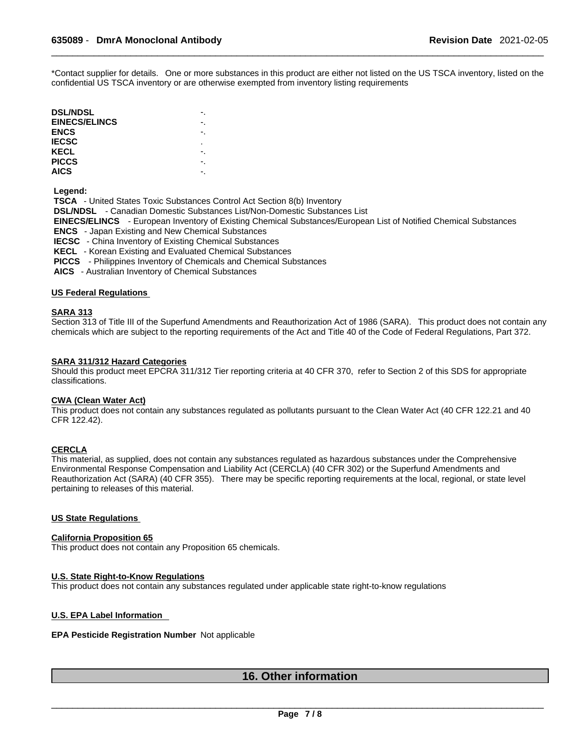*Contact supplier for details. One or more substances in this product are either not listed on the US TSCA inventory, listed on the confidential US TSCA inventory or are otherwise exempted from inventory listing requirements

| | |
|---|---|
| **DSL/NDSL** | -. |
| **EINECS/ELINCS** | -. |
| **ENCS** | -. |
| **IECSC** | . |
| **KECL** | -. |
| **PICCS** | -. |
| **AICS** | -. |

**Legend:**

**TSCA** - United States Toxic Substances Control Act Section 8(b) Inventory
**DSL/NDSL** - Canadian Domestic Substances List/Non-Domestic Substances List
**EINECS/ELINCS** - European Inventory of Existing Chemical Substances/European List of Notified Chemical Substances
**ENCS** - Japan Existing and New Chemical Substances
**IECSC** - China Inventory of Existing Chemical Substances
**KECL** - Korean Existing and Evaluated Chemical Substances
**PICCS** - Philippines Inventory of Chemicals and Chemical Substances
**AICS** - Australian Inventory of Chemical Substances

### US Federal Regulations

#### SARA 313

Section 313 of Title III of the Superfund Amendments and Reauthorization Act of 1986 (SARA). This product does not contain any chemicals which are subject to the reporting requirements of the Act and Title 40 of the Code of Federal Regulations, Part 372.

#### SARA 311/312 Hazard Categories

Should this product meet EPCRA 311/312 Tier reporting criteria at 40 CFR 370, refer to Section 2 of this SDS for appropriate classifications.

#### CWA (Clean Water Act)

This product does not contain any substances regulated as pollutants pursuant to the Clean Water Act (40 CFR 122.21 and 40 CFR 122.42).

#### CERCLA

This material, as supplied, does not contain any substances regulated as hazardous substances under the Comprehensive Environmental Response Compensation and Liability Act (CERCLA) (40 CFR 302) or the Superfund Amendments and Reauthorization Act (SARA) (40 CFR 355). There may be specific reporting requirements at the local, regional, or state level pertaining to releases of this material.

### US State Regulations

#### California Proposition 65

This product does not contain any Proposition 65 chemicals.

#### U.S. State Right-to-Know Regulations

This product does not contain any substances regulated under applicable state right-to-know regulations

### U.S. EPA Label Information

**EPA Pesticide Registration Number** Not applicable

## 16. Other information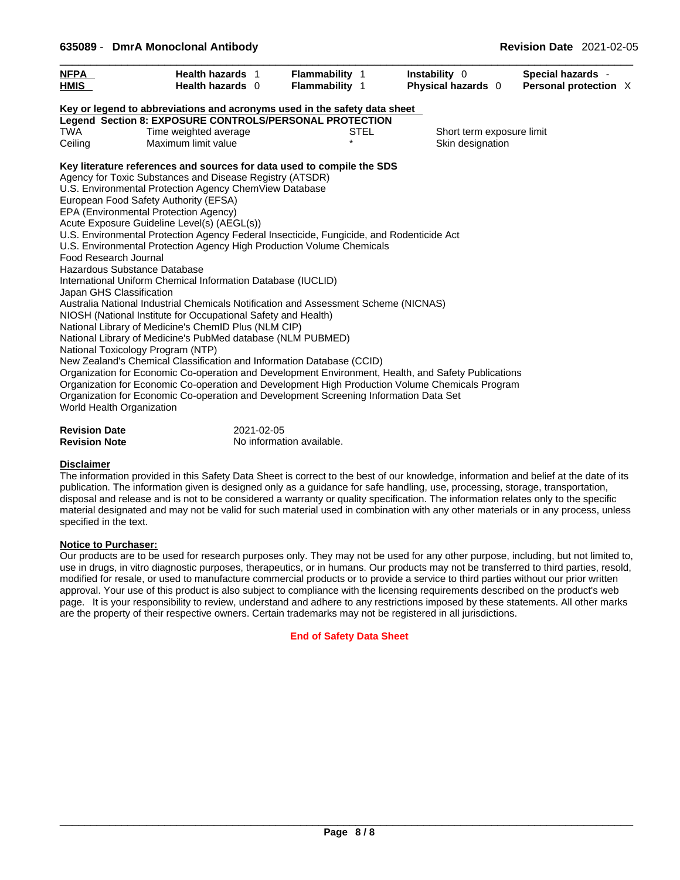| | | | | |
|---|---|---|---|---|
| **NFPA** | **Health hazards** 1 | **Flammability** 1 | **Instability** 0 | **Special hazards** - |
| **HMIS** | **Health hazards** 0 | **Flammability** 1 | **Physical hazards** 0 | **Personal protection** X |

**Key or legend to abbreviations and acronyms used in the safety data sheet**

**Legend Section 8: EXPOSURE CONTROLS/PERSONAL PROTECTION**

| | | | |
|---|---|---|---|
| TWA | Time weighted average | STEL | Short term exposure limit |
| Ceiling | Maximum limit value | * | Skin designation |

**Key literature references and sources for data used to compile the SDS**

Agency for Toxic Substances and Disease Registry (ATSDR)
U.S. Environmental Protection Agency ChemView Database
European Food Safety Authority (EFSA)
EPA (Environmental Protection Agency)
Acute Exposure Guideline Level(s) (AEGL(s))
U.S. Environmental Protection Agency Federal Insecticide, Fungicide, and Rodenticide Act
U.S. Environmental Protection Agency High Production Volume Chemicals
Food Research Journal
Hazardous Substance Database
International Uniform Chemical Information Database (IUCLID)
Japan GHS Classification
Australia National Industrial Chemicals Notification and Assessment Scheme (NICNAS)
NIOSH (National Institute for Occupational Safety and Health)
National Library of Medicine's ChemID Plus (NLM CIP)
National Library of Medicine's PubMed database (NLM PUBMED)
National Toxicology Program (NTP)
New Zealand's Chemical Classification and Information Database (CCID)
Organization for Economic Co-operation and Development Environment, Health, and Safety Publications
Organization for Economic Co-operation and Development High Production Volume Chemicals Program
Organization for Economic Co-operation and Development Screening Information Data Set
World Health Organization

| | |
|---|---|
| **Revision Date** | 2021-02-05 |
| **Revision Note** | No information available. |

**Disclaimer**

The information provided in this Safety Data Sheet is correct to the best of our knowledge, information and belief at the date of its publication. The information given is designed only as a guidance for safe handling, use, processing, storage, transportation, disposal and release and is not to be considered a warranty or quality specification. The information relates only to the specific material designated and may not be valid for such material used in combination with any other materials or in any process, unless specified in the text.

**Notice to Purchaser:**

Our products are to be used for research purposes only. They may not be used for any other purpose, including, but not limited to, use in drugs, in vitro diagnostic purposes, therapeutics, or in humans. Our products may not be transferred to third parties, resold, modified for resale, or used to manufacture commercial products or to provide a service to third parties without our prior written approval. Your use of this product is also subject to compliance with the licensing requirements described on the product's web page. It is your responsibility to review, understand and adhere to any restrictions imposed by these statements. All other marks are the property of their respective owners. Certain trademarks may not be registered in all jurisdictions.

**End of Safety Data Sheet**